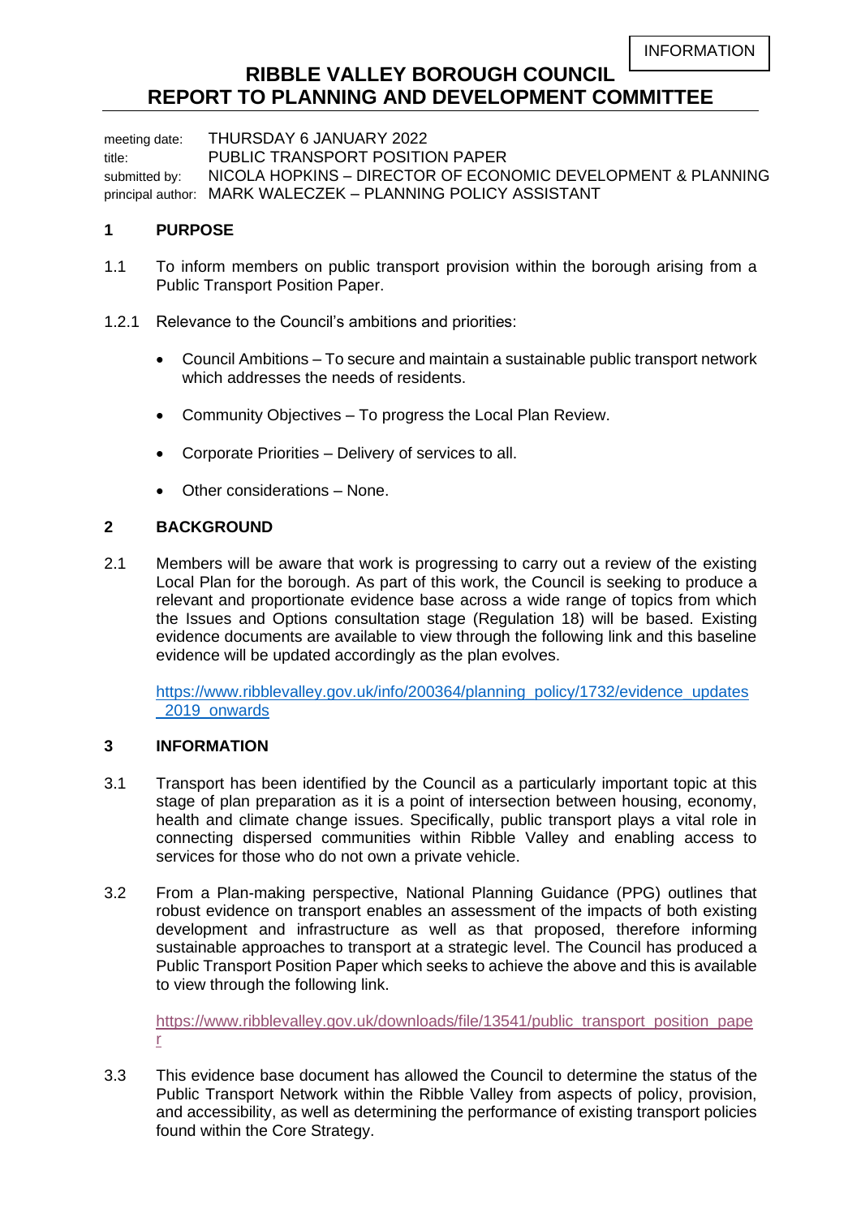INFORMATION

# RIBBLE VALLEY BOROUGH COUNCIL
# REPORT TO PLANNING AND DEVELOPMENT COMMITTEE

meeting date: THURSDAY 6 JANUARY 2022
title: PUBLIC TRANSPORT POSITION PAPER
submitted by: NICOLA HOPKINS – DIRECTOR OF ECONOMIC DEVELOPMENT & PLANNING
principal author: MARK WALECZEK – PLANNING POLICY ASSISTANT

## 1 PURPOSE

1.1 To inform members on public transport provision within the borough arising from a Public Transport Position Paper.

1.2.1 Relevance to the Council's ambitions and priorities:

- Council Ambitions – To secure and maintain a sustainable public transport network which addresses the needs of residents.
- Community Objectives – To progress the Local Plan Review.
- Corporate Priorities – Delivery of services to all.
- Other considerations – None.

## 2 BACKGROUND

2.1 Members will be aware that work is progressing to carry out a review of the existing Local Plan for the borough. As part of this work, the Council is seeking to produce a relevant and proportionate evidence base across a wide range of topics from which the Issues and Options consultation stage (Regulation 18) will be based. Existing evidence documents are available to view through the following link and this baseline evidence will be updated accordingly as the plan evolves.

https://www.ribblevalley.gov.uk/info/200364/planning_policy/1732/evidence_updates_2019_onwards

## 3 INFORMATION

3.1 Transport has been identified by the Council as a particularly important topic at this stage of plan preparation as it is a point of intersection between housing, economy, health and climate change issues. Specifically, public transport plays a vital role in connecting dispersed communities within Ribble Valley and enabling access to services for those who do not own a private vehicle.

3.2 From a Plan-making perspective, National Planning Guidance (PPG) outlines that robust evidence on transport enables an assessment of the impacts of both existing development and infrastructure as well as that proposed, therefore informing sustainable approaches to transport at a strategic level. The Council has produced a Public Transport Position Paper which seeks to achieve the above and this is available to view through the following link.

https://www.ribblevalley.gov.uk/downloads/file/13541/public_transport_position_paper

3.3 This evidence base document has allowed the Council to determine the status of the Public Transport Network within the Ribble Valley from aspects of policy, provision, and accessibility, as well as determining the performance of existing transport policies found within the Core Strategy.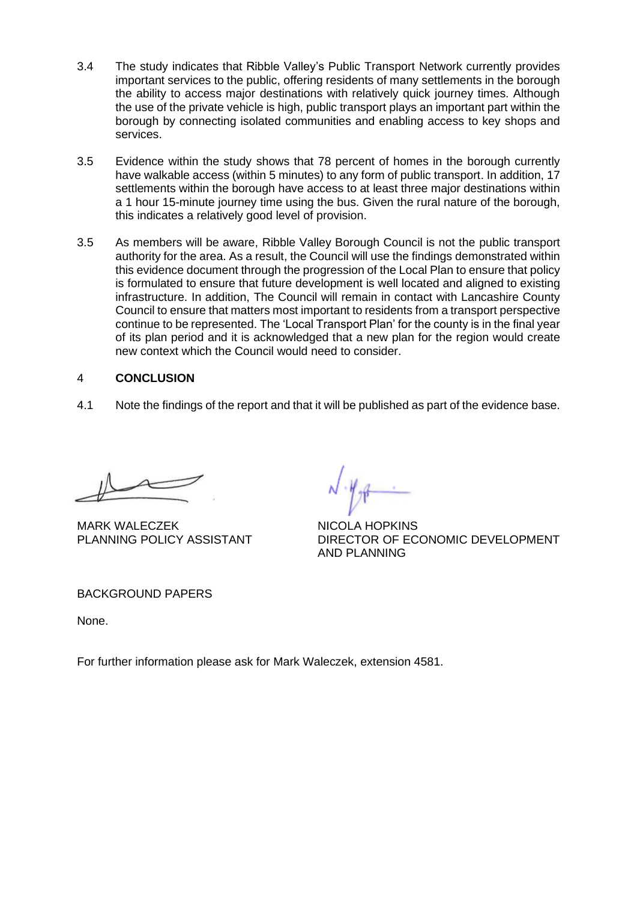3.4 The study indicates that Ribble Valley's Public Transport Network currently provides important services to the public, offering residents of many settlements in the borough the ability to access major destinations with relatively quick journey times. Although the use of the private vehicle is high, public transport plays an important part within the borough by connecting isolated communities and enabling access to key shops and services.

3.5 Evidence within the study shows that 78 percent of homes in the borough currently have walkable access (within 5 minutes) to any form of public transport. In addition, 17 settlements within the borough have access to at least three major destinations within a 1 hour 15-minute journey time using the bus. Given the rural nature of the borough, this indicates a relatively good level of provision.

3.5 As members will be aware, Ribble Valley Borough Council is not the public transport authority for the area. As a result, the Council will use the findings demonstrated within this evidence document through the progression of the Local Plan to ensure that policy is formulated to ensure that future development is well located and aligned to existing infrastructure. In addition, The Council will remain in contact with Lancashire County Council to ensure that matters most important to residents from a transport perspective continue to be represented. The 'Local Transport Plan' for the county is in the final year of its plan period and it is acknowledged that a new plan for the region would create new context which the Council would need to consider.

## 4 CONCLUSION

4.1 Note the findings of the report and that it will be published as part of the evidence base.

MARK WALECZEK
PLANNING POLICY ASSISTANT

NICOLA HOPKINS
DIRECTOR OF ECONOMIC DEVELOPMENT AND PLANNING

BACKGROUND PAPERS

None.

For further information please ask for Mark Waleczek, extension 4581.